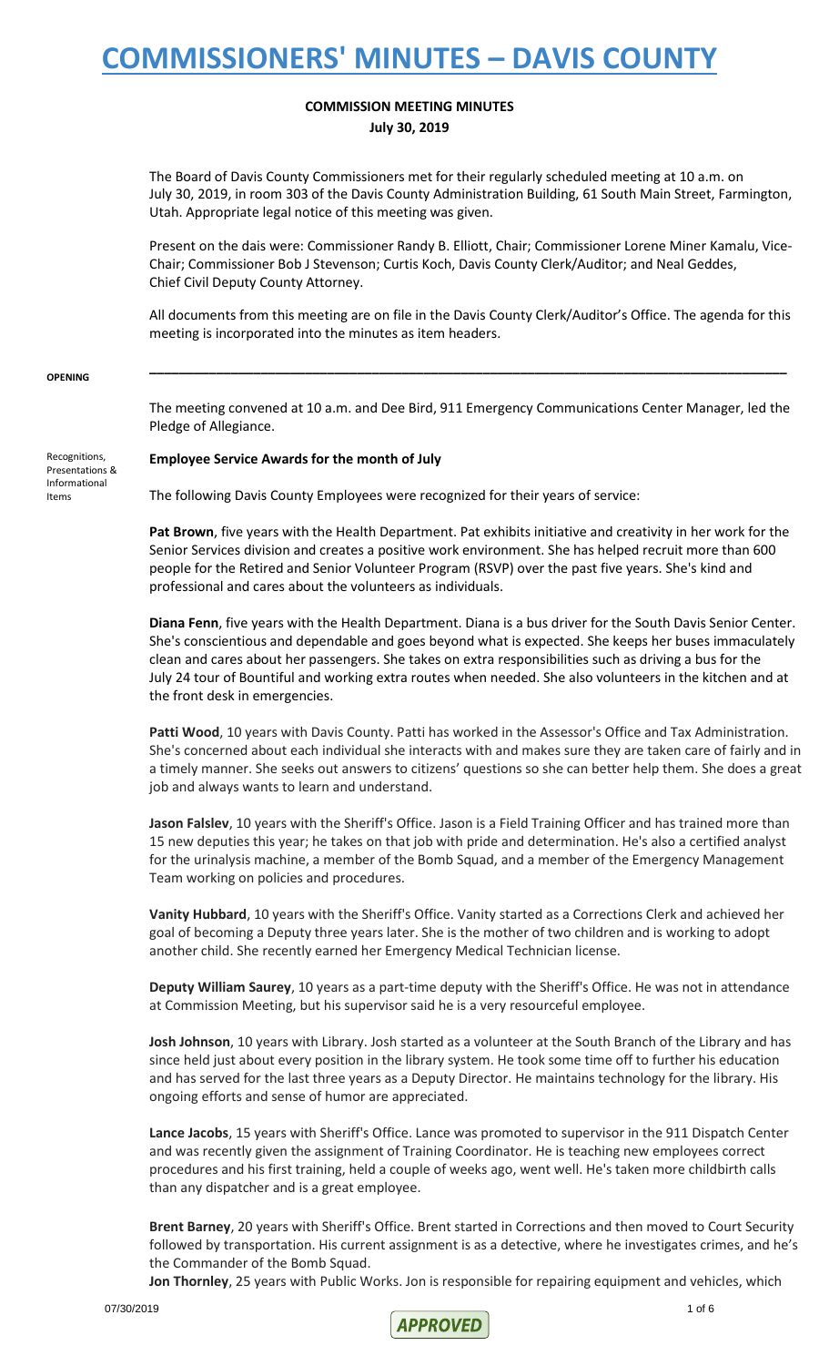# COMMISSIONERS' MINUTES – DAVIS COUNTY

**COMMISSION MEETING MINUTES**
**July 30, 2019**

The Board of Davis County Commissioners met for their regularly scheduled meeting at 10 a.m. on July 30, 2019, in room 303 of the Davis County Administration Building, 61 South Main Street, Farmington, Utah. Appropriate legal notice of this meeting was given.

Present on the dais were: Commissioner Randy B. Elliott, Chair; Commissioner Lorene Miner Kamalu, Vice-Chair; Commissioner Bob J Stevenson; Curtis Koch, Davis County Clerk/Auditor; and Neal Geddes, Chief Civil Deputy County Attorney.

All documents from this meeting are on file in the Davis County Clerk/Auditor's Office. The agenda for this meeting is incorporated into the minutes as item headers.

---

**OPENING**

The meeting convened at 10 a.m. and Dee Bird, 911 Emergency Communications Center Manager, led the Pledge of Allegiance.

Recognitions, Presentations & Informational Items

**Employee Service Awards for the month of July**

The following Davis County Employees were recognized for their years of service:

**Pat Brown**, five years with the Health Department. Pat exhibits initiative and creativity in her work for the Senior Services division and creates a positive work environment. She has helped recruit more than 600 people for the Retired and Senior Volunteer Program (RSVP) over the past five years. She's kind and professional and cares about the volunteers as individuals.

**Diana Fenn**, five years with the Health Department. Diana is a bus driver for the South Davis Senior Center. She's conscientious and dependable and goes beyond what is expected. She keeps her buses immaculately clean and cares about her passengers. She takes on extra responsibilities such as driving a bus for the July 24 tour of Bountiful and working extra routes when needed. She also volunteers in the kitchen and at the front desk in emergencies.

**Patti Wood**, 10 years with Davis County. Patti has worked in the Assessor's Office and Tax Administration. She's concerned about each individual she interacts with and makes sure they are taken care of fairly and in a timely manner. She seeks out answers to citizens' questions so she can better help them. She does a great job and always wants to learn and understand.

**Jason Falslev**, 10 years with the Sheriff's Office. Jason is a Field Training Officer and has trained more than 15 new deputies this year; he takes on that job with pride and determination. He's also a certified analyst for the urinalysis machine, a member of the Bomb Squad, and a member of the Emergency Management Team working on policies and procedures.

**Vanity Hubbard**, 10 years with the Sheriff's Office. Vanity started as a Corrections Clerk and achieved her goal of becoming a Deputy three years later. She is the mother of two children and is working to adopt another child. She recently earned her Emergency Medical Technician license.

**Deputy William Saurey**, 10 years as a part-time deputy with the Sheriff's Office. He was not in attendance at Commission Meeting, but his supervisor said he is a very resourceful employee.

**Josh Johnson**, 10 years with Library. Josh started as a volunteer at the South Branch of the Library and has since held just about every position in the library system. He took some time off to further his education and has served for the last three years as a Deputy Director. He maintains technology for the library. His ongoing efforts and sense of humor are appreciated.

**Lance Jacobs**, 15 years with Sheriff's Office. Lance was promoted to supervisor in the 911 Dispatch Center and was recently given the assignment of Training Coordinator. He is teaching new employees correct procedures and his first training, held a couple of weeks ago, went well. He's taken more childbirth calls than any dispatcher and is a great employee.

**Brent Barney**, 20 years with Sheriff's Office. Brent started in Corrections and then moved to Court Security followed by transportation. His current assignment is as a detective, where he investigates crimes, and he's the Commander of the Bomb Squad.

**Jon Thornley**, 25 years with Public Works. Jon is responsible for repairing equipment and vehicles, which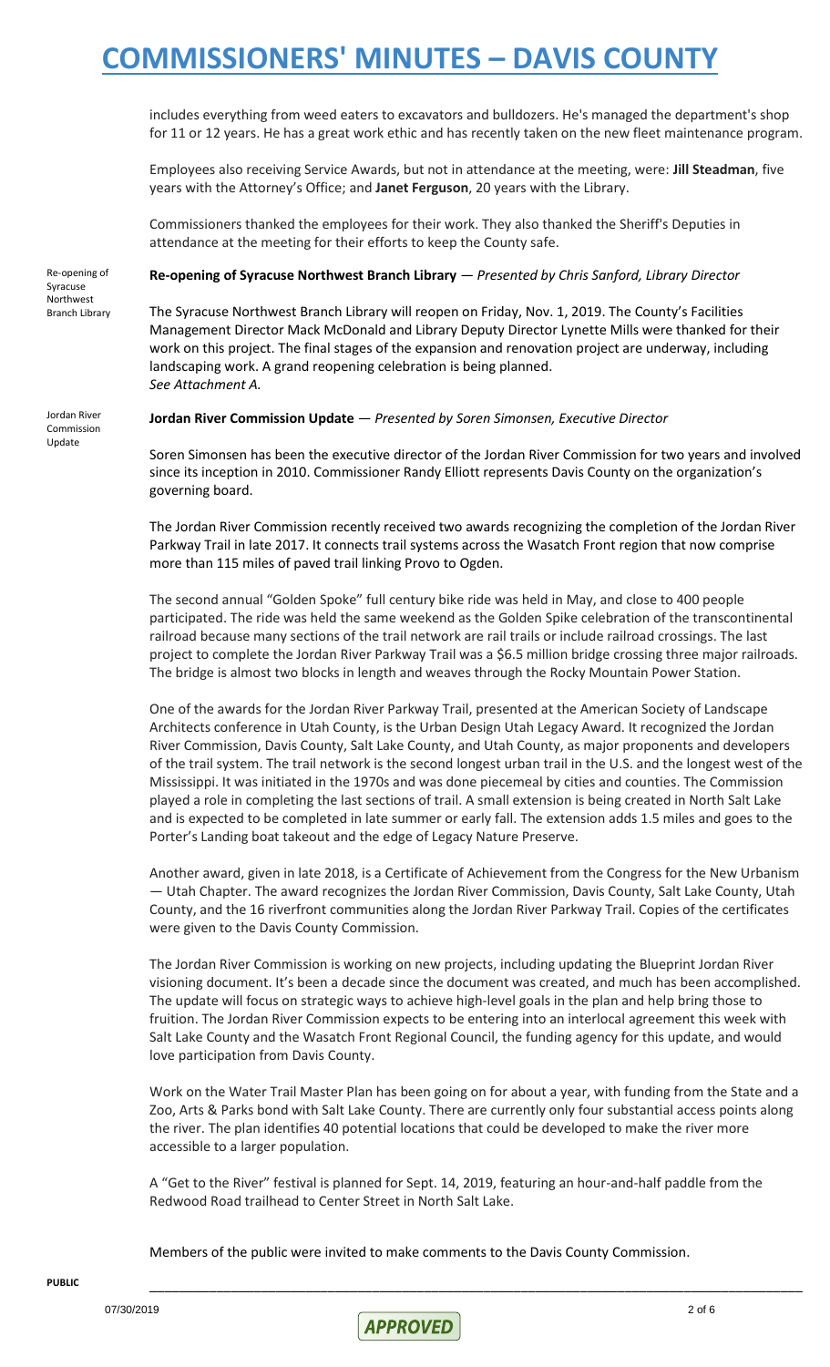includes everything from weed eaters to excavators and bulldozers. He's managed the department's shop for 11 or 12 years. He has a great work ethic and has recently taken on the new fleet maintenance program.

Employees also receiving Service Awards, but not in attendance at the meeting, were: **Jill Steadman**, five years with the Attorney's Office; and **Janet Ferguson**, 20 years with the Library.

Commissioners thanked the employees for their work. They also thanked the Sheriff's Deputies in attendance at the meeting for their efforts to keep the County safe.

Re-opening of Syracuse Northwest Branch Library

**Re-opening of Syracuse Northwest Branch Library** — *Presented by Chris Sanford, Library Director*

The Syracuse Northwest Branch Library will reopen on Friday, Nov. 1, 2019. The County's Facilities Management Director Mack McDonald and Library Deputy Director Lynette Mills were thanked for their work on this project. The final stages of the expansion and renovation project are underway, including landscaping work. A grand reopening celebration is being planned.
*See Attachment A.*

Jordan River Commission Update

**Jordan River Commission Update** — *Presented by Soren Simonsen, Executive Director*

Soren Simonsen has been the executive director of the Jordan River Commission for two years and involved since its inception in 2010. Commissioner Randy Elliott represents Davis County on the organization's governing board.

The Jordan River Commission recently received two awards recognizing the completion of the Jordan River Parkway Trail in late 2017. It connects trail systems across the Wasatch Front region that now comprise more than 115 miles of paved trail linking Provo to Ogden.

The second annual "Golden Spoke" full century bike ride was held in May, and close to 400 people participated. The ride was held the same weekend as the Golden Spike celebration of the transcontinental railroad because many sections of the trail network are rail trails or include railroad crossings. The last project to complete the Jordan River Parkway Trail was a $6.5 million bridge crossing three major railroads. The bridge is almost two blocks in length and weaves through the Rocky Mountain Power Station.

One of the awards for the Jordan River Parkway Trail, presented at the American Society of Landscape Architects conference in Utah County, is the Urban Design Utah Legacy Award. It recognized the Jordan River Commission, Davis County, Salt Lake County, and Utah County, as major proponents and developers of the trail system. The trail network is the second longest urban trail in the U.S. and the longest west of the Mississippi. It was initiated in the 1970s and was done piecemeal by cities and counties. The Commission played a role in completing the last sections of trail. A small extension is being created in North Salt Lake and is expected to be completed in late summer or early fall. The extension adds 1.5 miles and goes to the Porter's Landing boat takeout and the edge of Legacy Nature Preserve.

Another award, given in late 2018, is a Certificate of Achievement from the Congress for the New Urbanism — Utah Chapter. The award recognizes the Jordan River Commission, Davis County, Salt Lake County, Utah County, and the 16 riverfront communities along the Jordan River Parkway Trail. Copies of the certificates were given to the Davis County Commission.

The Jordan River Commission is working on new projects, including updating the Blueprint Jordan River visioning document. It's been a decade since the document was created, and much has been accomplished. The update will focus on strategic ways to achieve high-level goals in the plan and help bring those to fruition. The Jordan River Commission expects to be entering into an interlocal agreement this week with Salt Lake County and the Wasatch Front Regional Council, the funding agency for this update, and would love participation from Davis County.

Work on the Water Trail Master Plan has been going on for about a year, with funding from the State and a Zoo, Arts & Parks bond with Salt Lake County. There are currently only four substantial access points along the river. The plan identifies 40 potential locations that could be developed to make the river more accessible to a larger population.

A "Get to the River" festival is planned for Sept. 14, 2019, featuring an hour-and-half paddle from the Redwood Road trailhead to Center Street in North Salt Lake.

Members of the public were invited to make comments to the Davis County Commission.

PUBLIC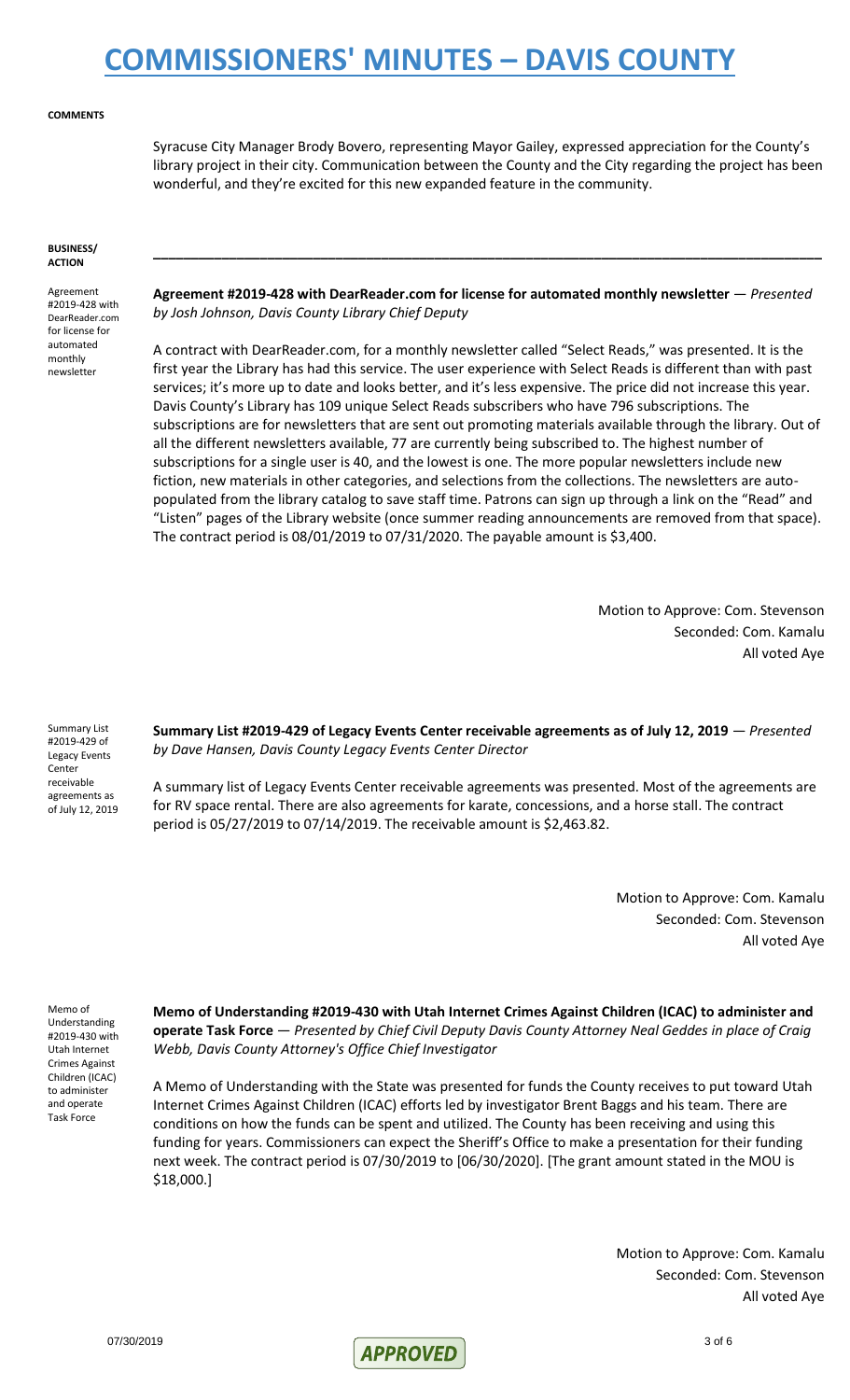**COMMENTS**

Syracuse City Manager Brody Bovero, representing Mayor Gailey, expressed appreciation for the County's library project in their city. Communication between the County and the City regarding the project has been wonderful, and they're excited for this new expanded feature in the community.

**BUSINESS/ ACTION**

---

Agreement #2019-428 with DearReader.com for license for automated monthly newsletter

**Agreement #2019-428 with DearReader.com for license for automated monthly newsletter** — *Presented by Josh Johnson, Davis County Library Chief Deputy*

A contract with DearReader.com, for a monthly newsletter called "Select Reads," was presented. It is the first year the Library has had this service. The user experience with Select Reads is different than with past services; it's more up to date and looks better, and it's less expensive. The price did not increase this year. Davis County's Library has 109 unique Select Reads subscribers who have 796 subscriptions. The subscriptions are for newsletters that are sent out promoting materials available through the library. Out of all the different newsletters available, 77 are currently being subscribed to. The highest number of subscriptions for a single user is 40, and the lowest is one. The more popular newsletters include new fiction, new materials in other categories, and selections from the collections. The newsletters are auto-populated from the library catalog to save staff time. Patrons can sign up through a link on the "Read" and "Listen" pages of the Library website (once summer reading announcements are removed from that space). The contract period is 08/01/2019 to 07/31/2020. The payable amount is $3,400.

Motion to Approve: Com. Stevenson
Seconded: Com. Kamalu
All voted Aye

Summary List #2019-429 of Legacy Events Center receivable agreements as of July 12, 2019

**Summary List #2019-429 of Legacy Events Center receivable agreements as of July 12, 2019** — *Presented by Dave Hansen, Davis County Legacy Events Center Director*

A summary list of Legacy Events Center receivable agreements was presented. Most of the agreements are for RV space rental. There are also agreements for karate, concessions, and a horse stall. The contract period is 05/27/2019 to 07/14/2019. The receivable amount is $2,463.82.

Motion to Approve: Com. Kamalu
Seconded: Com. Stevenson
All voted Aye

Memo of Understanding #2019-430 with Utah Internet Crimes Against Children (ICAC) to administer and operate Task Force

**Memo of Understanding #2019-430 with Utah Internet Crimes Against Children (ICAC) to administer and operate Task Force** — *Presented by Chief Civil Deputy Davis County Attorney Neal Geddes in place of Craig Webb, Davis County Attorney's Office Chief Investigator*

A Memo of Understanding with the State was presented for funds the County receives to put toward Utah Internet Crimes Against Children (ICAC) efforts led by investigator Brent Baggs and his team. There are conditions on how the funds can be spent and utilized. The County has been receiving and using this funding for years. Commissioners can expect the Sheriff's Office to make a presentation for their funding next week. The contract period is 07/30/2019 to [06/30/2020]. [The grant amount stated in the MOU is $18,000.]

Motion to Approve: Com. Kamalu
Seconded: Com. Stevenson
All voted Aye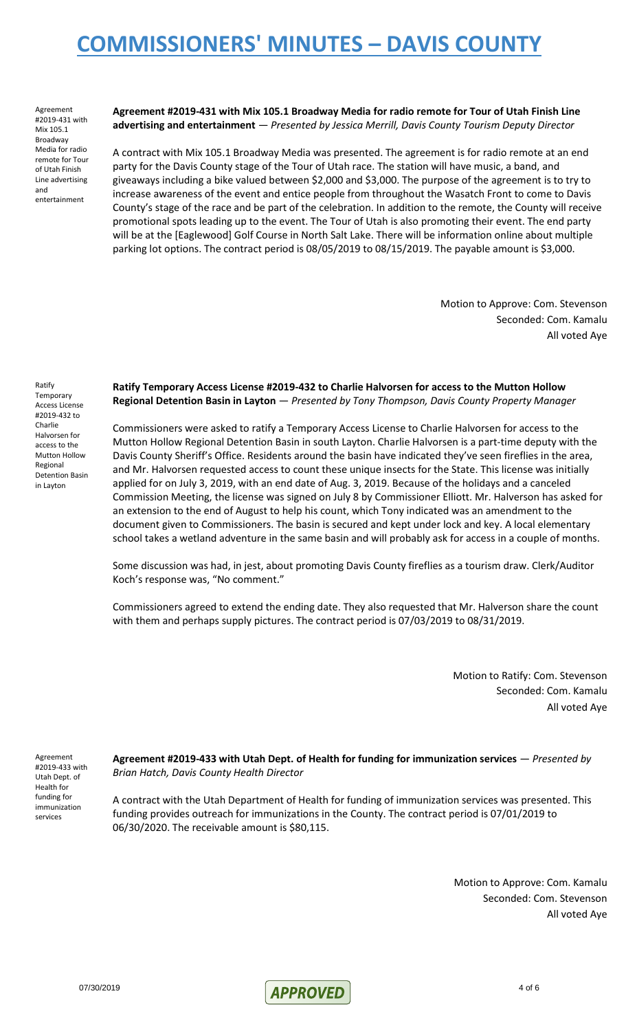Agreement #2019-431 with Mix 105.1 Broadway Media for radio remote for Tour of Utah Finish Line advertising and entertainment

**Agreement #2019-431 with Mix 105.1 Broadway Media for radio remote for Tour of Utah Finish Line advertising and entertainment** — *Presented by Jessica Merrill, Davis County Tourism Deputy Director*

A contract with Mix 105.1 Broadway Media was presented. The agreement is for radio remote at an end party for the Davis County stage of the Tour of Utah race. The station will have music, a band, and giveaways including a bike valued between $2,000 and $3,000. The purpose of the agreement is to try to increase awareness of the event and entice people from throughout the Wasatch Front to come to Davis County's stage of the race and be part of the celebration. In addition to the remote, the County will receive promotional spots leading up to the event. The Tour of Utah is also promoting their event. The end party will be at the [Eaglewood] Golf Course in North Salt Lake. There will be information online about multiple parking lot options. The contract period is 08/05/2019 to 08/15/2019. The payable amount is $3,000.

Motion to Approve: Com. Stevenson
Seconded: Com. Kamalu
All voted Aye

Ratify Temporary Access License #2019-432 to Charlie Halvorsen for access to the Mutton Hollow Regional Detention Basin in Layton

**Ratify Temporary Access License #2019-432 to Charlie Halvorsen for access to the Mutton Hollow Regional Detention Basin in Layton** — *Presented by Tony Thompson, Davis County Property Manager*

Commissioners were asked to ratify a Temporary Access License to Charlie Halvorsen for access to the Mutton Hollow Regional Detention Basin in south Layton. Charlie Halvorsen is a part-time deputy with the Davis County Sheriff's Office. Residents around the basin have indicated they've seen fireflies in the area, and Mr. Halvorsen requested access to count these unique insects for the State. This license was initially applied for on July 3, 2019, with an end date of Aug. 3, 2019. Because of the holidays and a canceled Commission Meeting, the license was signed on July 8 by Commissioner Elliott. Mr. Halverson has asked for an extension to the end of August to help his count, which Tony indicated was an amendment to the document given to Commissioners. The basin is secured and kept under lock and key. A local elementary school takes a wetland adventure in the same basin and will probably ask for access in a couple of months.

Some discussion was had, in jest, about promoting Davis County fireflies as a tourism draw. Clerk/Auditor Koch's response was, "No comment."

Commissioners agreed to extend the ending date. They also requested that Mr. Halverson share the count with them and perhaps supply pictures. The contract period is 07/03/2019 to 08/31/2019.

Motion to Ratify: Com. Stevenson
Seconded: Com. Kamalu
All voted Aye

Agreement #2019-433 with Utah Dept. of Health for funding for immunization services

**Agreement #2019-433 with Utah Dept. of Health for funding for immunization services** — *Presented by Brian Hatch, Davis County Health Director*

A contract with the Utah Department of Health for funding of immunization services was presented. This funding provides outreach for immunizations in the County. The contract period is 07/01/2019 to 06/30/2020. The receivable amount is $80,115.

Motion to Approve: Com. Kamalu
Seconded: Com. Stevenson
All voted Aye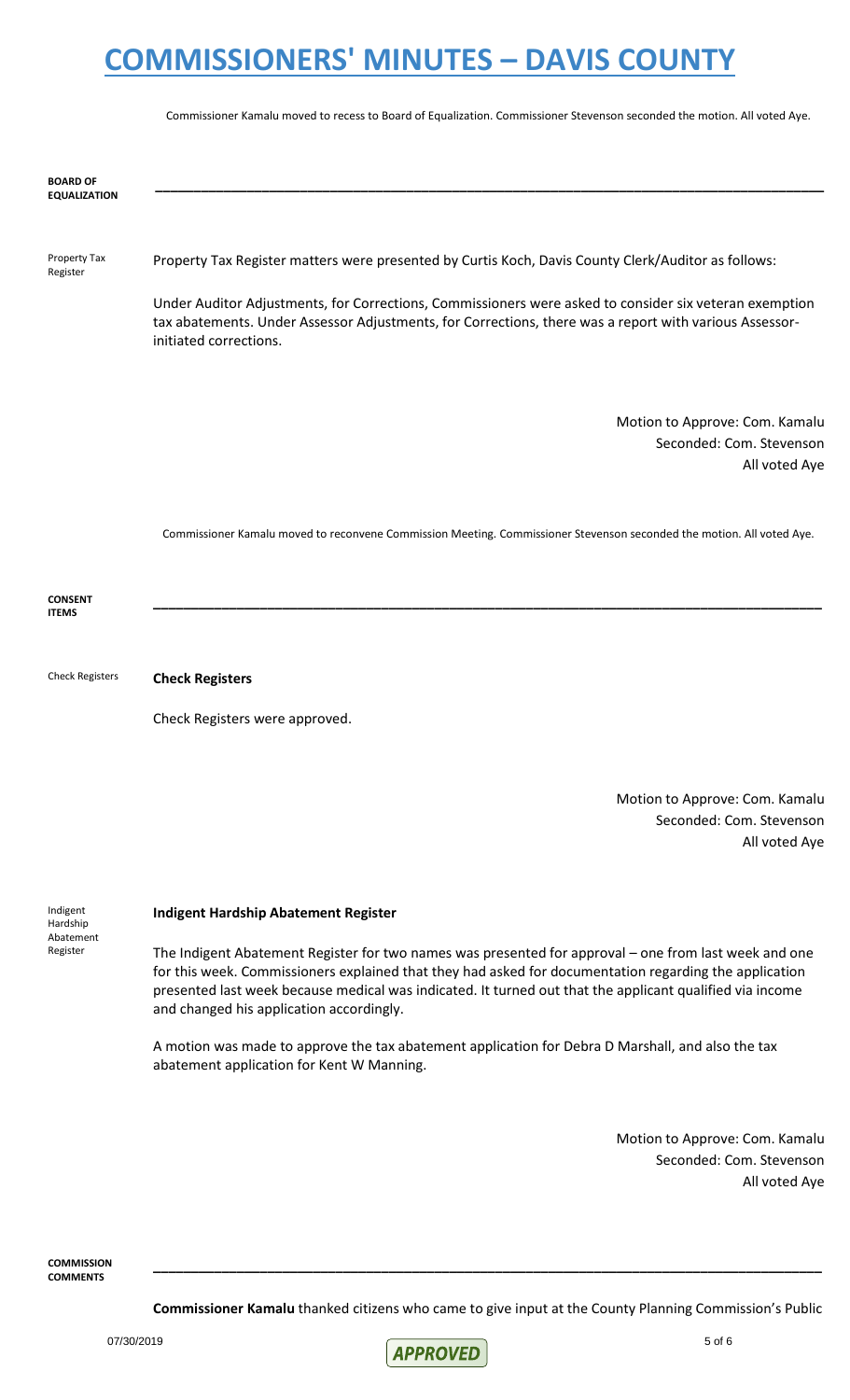Commissioner Kamalu moved to recess to Board of Equalization. Commissioner Stevenson seconded the motion. All voted Aye.

## BOARD OF EQUALIZATION

Property Tax Register

Property Tax Register matters were presented by Curtis Koch, Davis County Clerk/Auditor as follows:

Under Auditor Adjustments, for Corrections, Commissioners were asked to consider six veteran exemption tax abatements. Under Assessor Adjustments, for Corrections, there was a report with various Assessor-initiated corrections.

Motion to Approve: Com. Kamalu
Seconded: Com. Stevenson
All voted Aye

Commissioner Kamalu moved to reconvene Commission Meeting. Commissioner Stevenson seconded the motion. All voted Aye.

## CONSENT ITEMS

Check Registers

**Check Registers**

Check Registers were approved.

Motion to Approve: Com. Kamalu
Seconded: Com. Stevenson
All voted Aye

Indigent Hardship Abatement Register

**Indigent Hardship Abatement Register**

The Indigent Abatement Register for two names was presented for approval – one from last week and one for this week. Commissioners explained that they had asked for documentation regarding the application presented last week because medical was indicated. It turned out that the applicant qualified via income and changed his application accordingly.

A motion was made to approve the tax abatement application for Debra D Marshall, and also the tax abatement application for Kent W Manning.

Motion to Approve: Com. Kamalu
Seconded: Com. Stevenson
All voted Aye

## COMMISSION COMMENTS

**Commissioner Kamalu** thanked citizens who came to give input at the County Planning Commission's Public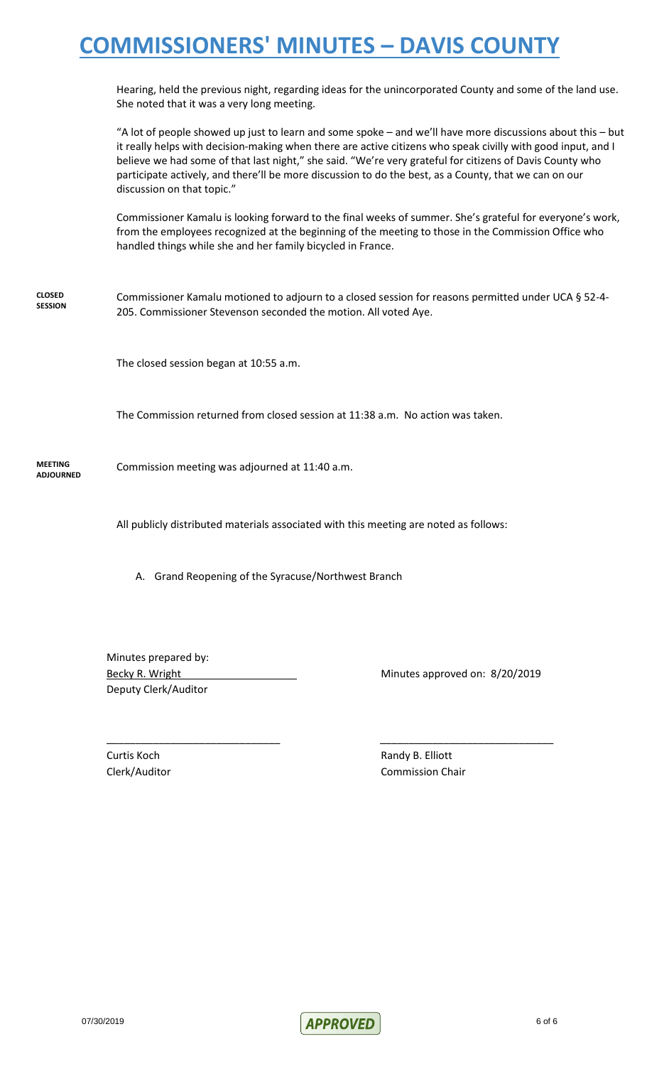Hearing, held the previous night, regarding ideas for the unincorporated County and some of the land use. She noted that it was a very long meeting.

"A lot of people showed up just to learn and some spoke – and we'll have more discussions about this – but it really helps with decision-making when there are active citizens who speak civilly with good input, and I believe we had some of that last night," she said. "We're very grateful for citizens of Davis County who participate actively, and there'll be more discussion to do the best, as a County, that we can on our discussion on that topic."

Commissioner Kamalu is looking forward to the final weeks of summer. She's grateful for everyone's work, from the employees recognized at the beginning of the meeting to those in the Commission Office who handled things while she and her family bicycled in France.

**CLOSED SESSION**

Commissioner Kamalu motioned to adjourn to a closed session for reasons permitted under UCA § 52-4-205. Commissioner Stevenson seconded the motion. All voted Aye.

The closed session began at 10:55 a.m.

The Commission returned from closed session at 11:38 a.m. No action was taken.

**MEETING ADJOURNED**

Commission meeting was adjourned at 11:40 a.m.

All publicly distributed materials associated with this meeting are noted as follows:

A. Grand Reopening of the Syracuse/Northwest Branch

Minutes prepared by:
Becky R. Wright
Deputy Clerk/Auditor

Minutes approved on: 8/20/2019

\_\_\_\_\_\_\_\_\_\_\_\_\_\_\_\_\_\_\_\_\_\_\_\_\_\_\_\_\_\_
Curtis Koch
Clerk/Auditor

\_\_\_\_\_\_\_\_\_\_\_\_\_\_\_\_\_\_\_\_\_\_\_\_\_\_\_\_\_\_
Randy B. Elliott
Commission Chair